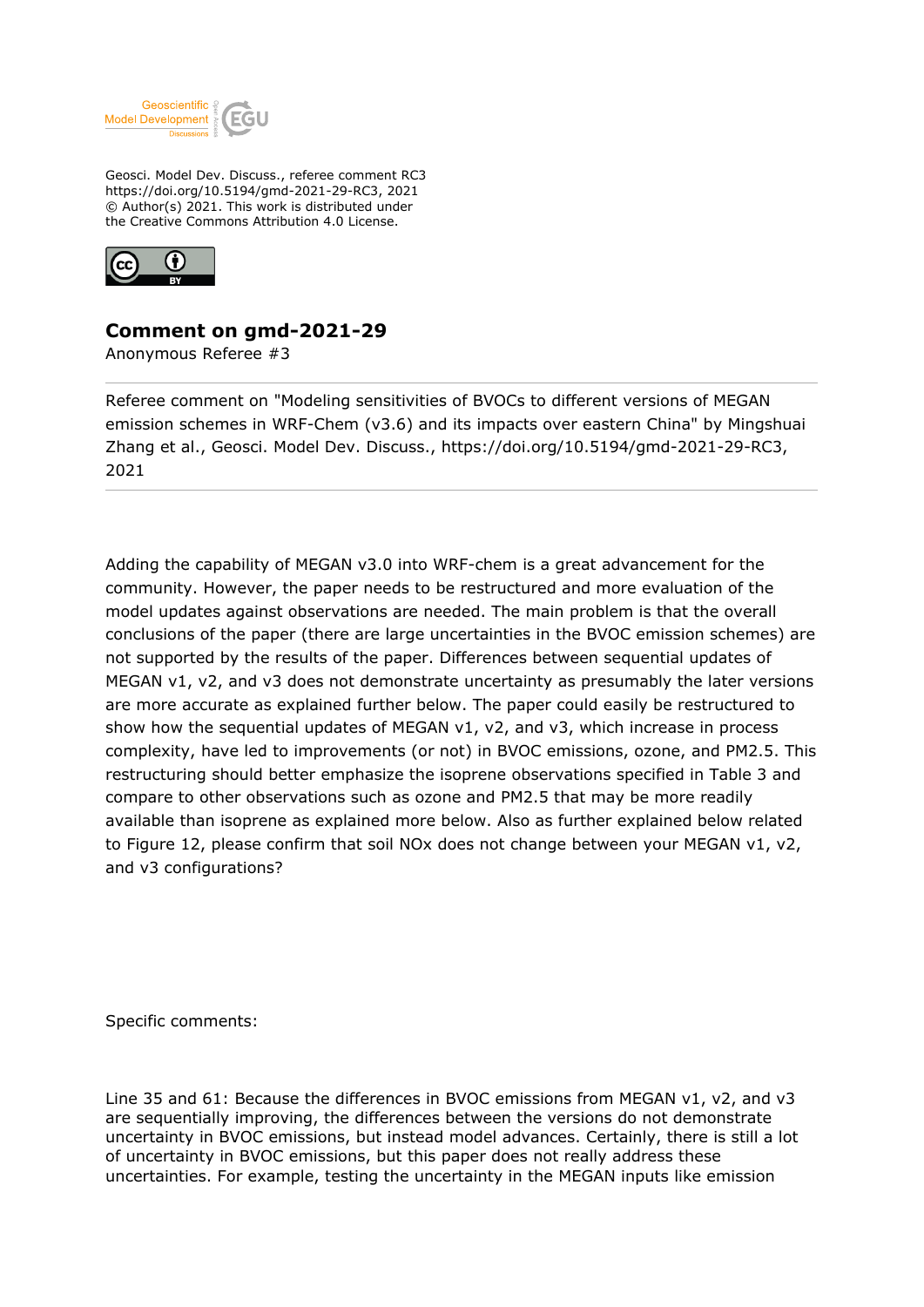Geosci. Model Dev. Discuss., referee comment RC3
https://doi.org/10.5194/gmd-2021-29-RC3, 2021
© Author(s) 2021. This work is distributed under
the Creative Commons Attribution 4.0 License.

## Comment on gmd-2021-29

Anonymous Referee #3

---

Referee comment on "Modeling sensitivities of BVOCs to different versions of MEGAN emission schemes in WRF-Chem (v3.6) and its impacts over eastern China" by Mingshuai Zhang et al., Geosci. Model Dev. Discuss., https://doi.org/10.5194/gmd-2021-29-RC3, 2021

---

Adding the capability of MEGAN v3.0 into WRF-chem is a great advancement for the community. However, the paper needs to be restructured and more evaluation of the model updates against observations are needed. The main problem is that the overall conclusions of the paper (there are large uncertainties in the BVOC emission schemes) are not supported by the results of the paper. Differences between sequential updates of MEGAN v1, v2, and v3 does not demonstrate uncertainty as presumably the later versions are more accurate as explained further below. The paper could easily be restructured to show how the sequential updates of MEGAN v1, v2, and v3, which increase in process complexity, have led to improvements (or not) in BVOC emissions, ozone, and PM2.5. This restructuring should better emphasize the isoprene observations specified in Table 3 and compare to other observations such as ozone and PM2.5 that may be more readily available than isoprene as explained more below. Also as further explained below related to Figure 12, please confirm that soil NOx does not change between your MEGAN v1, v2, and v3 configurations?

Specific comments:

Line 35 and 61: Because the differences in BVOC emissions from MEGAN v1, v2, and v3 are sequentially improving, the differences between the versions do not demonstrate uncertainty in BVOC emissions, but instead model advances. Certainly, there is still a lot of uncertainty in BVOC emissions, but this paper does not really address these uncertainties. For example, testing the uncertainty in the MEGAN inputs like emission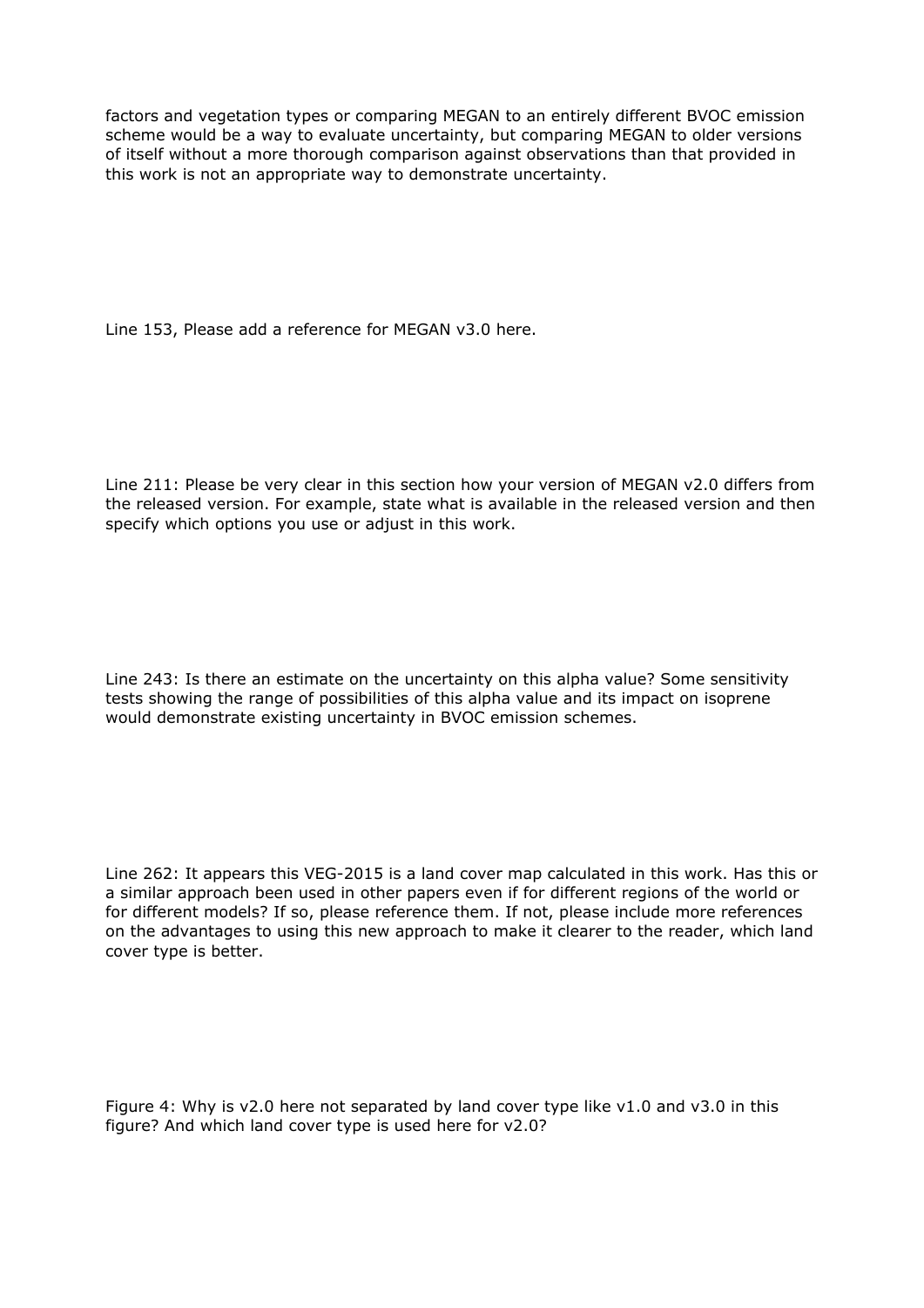factors and vegetation types or comparing MEGAN to an entirely different BVOC emission scheme would be a way to evaluate uncertainty, but comparing MEGAN to older versions of itself without a more thorough comparison against observations than that provided in this work is not an appropriate way to demonstrate uncertainty.

Line 153, Please add a reference for MEGAN v3.0 here.

Line 211: Please be very clear in this section how your version of MEGAN v2.0 differs from the released version. For example, state what is available in the released version and then specify which options you use or adjust in this work.

Line 243: Is there an estimate on the uncertainty on this alpha value? Some sensitivity tests showing the range of possibilities of this alpha value and its impact on isoprene would demonstrate existing uncertainty in BVOC emission schemes.

Line 262: It appears this VEG-2015 is a land cover map calculated in this work. Has this or a similar approach been used in other papers even if for different regions of the world or for different models? If so, please reference them. If not, please include more references on the advantages to using this new approach to make it clearer to the reader, which land cover type is better.

Figure 4: Why is v2.0 here not separated by land cover type like v1.0 and v3.0 in this figure? And which land cover type is used here for v2.0?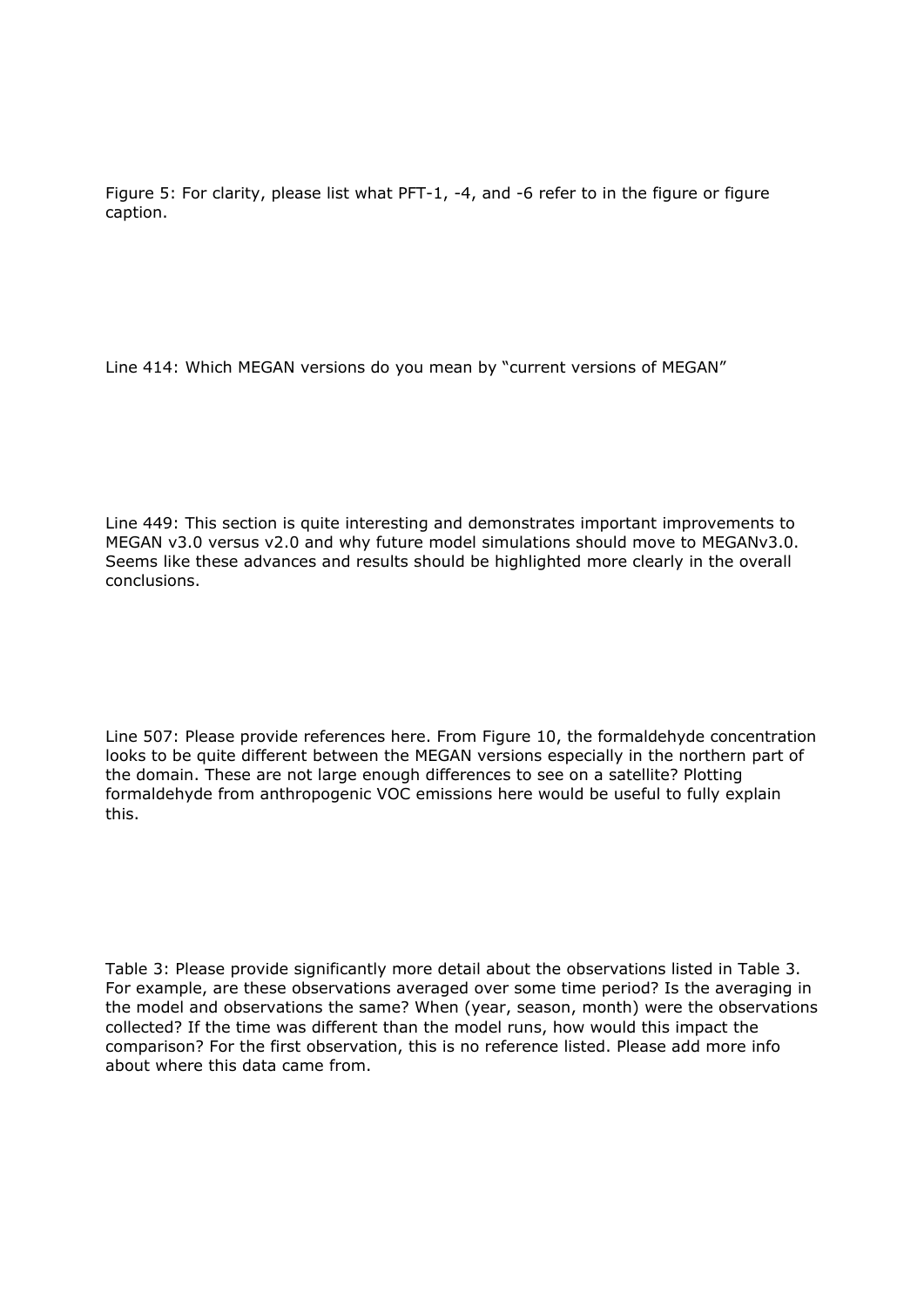Figure 5: For clarity, please list what PFT-1, -4, and -6 refer to in the figure or figure caption.

Line 414: Which MEGAN versions do you mean by "current versions of MEGAN"

Line 449: This section is quite interesting and demonstrates important improvements to MEGAN v3.0 versus v2.0 and why future model simulations should move to MEGANv3.0. Seems like these advances and results should be highlighted more clearly in the overall conclusions.

Line 507: Please provide references here. From Figure 10, the formaldehyde concentration looks to be quite different between the MEGAN versions especially in the northern part of the domain. These are not large enough differences to see on a satellite? Plotting formaldehyde from anthropogenic VOC emissions here would be useful to fully explain this.

Table 3: Please provide significantly more detail about the observations listed in Table 3. For example, are these observations averaged over some time period? Is the averaging in the model and observations the same? When (year, season, month) were the observations collected? If the time was different than the model runs, how would this impact the comparison? For the first observation, this is no reference listed. Please add more info about where this data came from.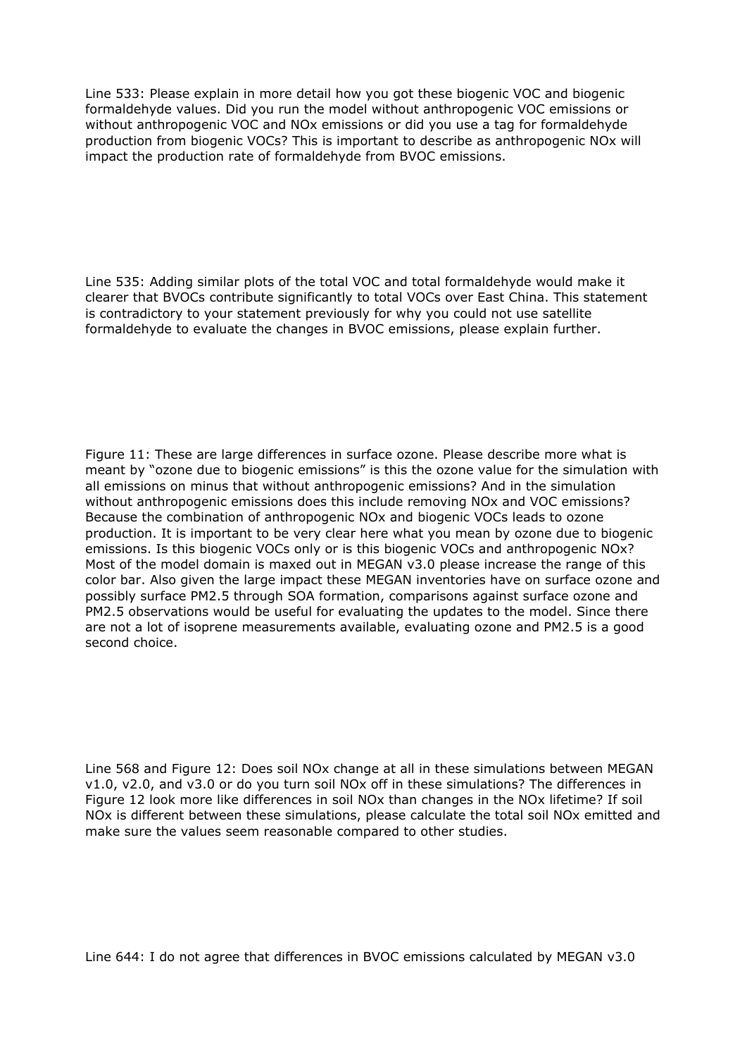Line 533: Please explain in more detail how you got these biogenic VOC and biogenic formaldehyde values. Did you run the model without anthropogenic VOC emissions or without anthropogenic VOC and NOx emissions or did you use a tag for formaldehyde production from biogenic VOCs? This is important to describe as anthropogenic NOx will impact the production rate of formaldehyde from BVOC emissions.

Line 535: Adding similar plots of the total VOC and total formaldehyde would make it clearer that BVOCs contribute significantly to total VOCs over East China. This statement is contradictory to your statement previously for why you could not use satellite formaldehyde to evaluate the changes in BVOC emissions, please explain further.

Figure 11: These are large differences in surface ozone. Please describe more what is meant by "ozone due to biogenic emissions" is this the ozone value for the simulation with all emissions on minus that without anthropogenic emissions? And in the simulation without anthropogenic emissions does this include removing NOx and VOC emissions? Because the combination of anthropogenic NOx and biogenic VOCs leads to ozone production. It is important to be very clear here what you mean by ozone due to biogenic emissions. Is this biogenic VOCs only or is this biogenic VOCs and anthropogenic NOx? Most of the model domain is maxed out in MEGAN v3.0 please increase the range of this color bar. Also given the large impact these MEGAN inventories have on surface ozone and possibly surface PM2.5 through SOA formation, comparisons against surface ozone and PM2.5 observations would be useful for evaluating the updates to the model. Since there are not a lot of isoprene measurements available, evaluating ozone and PM2.5 is a good second choice.

Line 568 and Figure 12: Does soil NOx change at all in these simulations between MEGAN v1.0, v2.0, and v3.0 or do you turn soil NOx off in these simulations? The differences in Figure 12 look more like differences in soil NOx than changes in the NOx lifetime? If soil NOx is different between these simulations, please calculate the total soil NOx emitted and make sure the values seem reasonable compared to other studies.

Line 644: I do not agree that differences in BVOC emissions calculated by MEGAN v3.0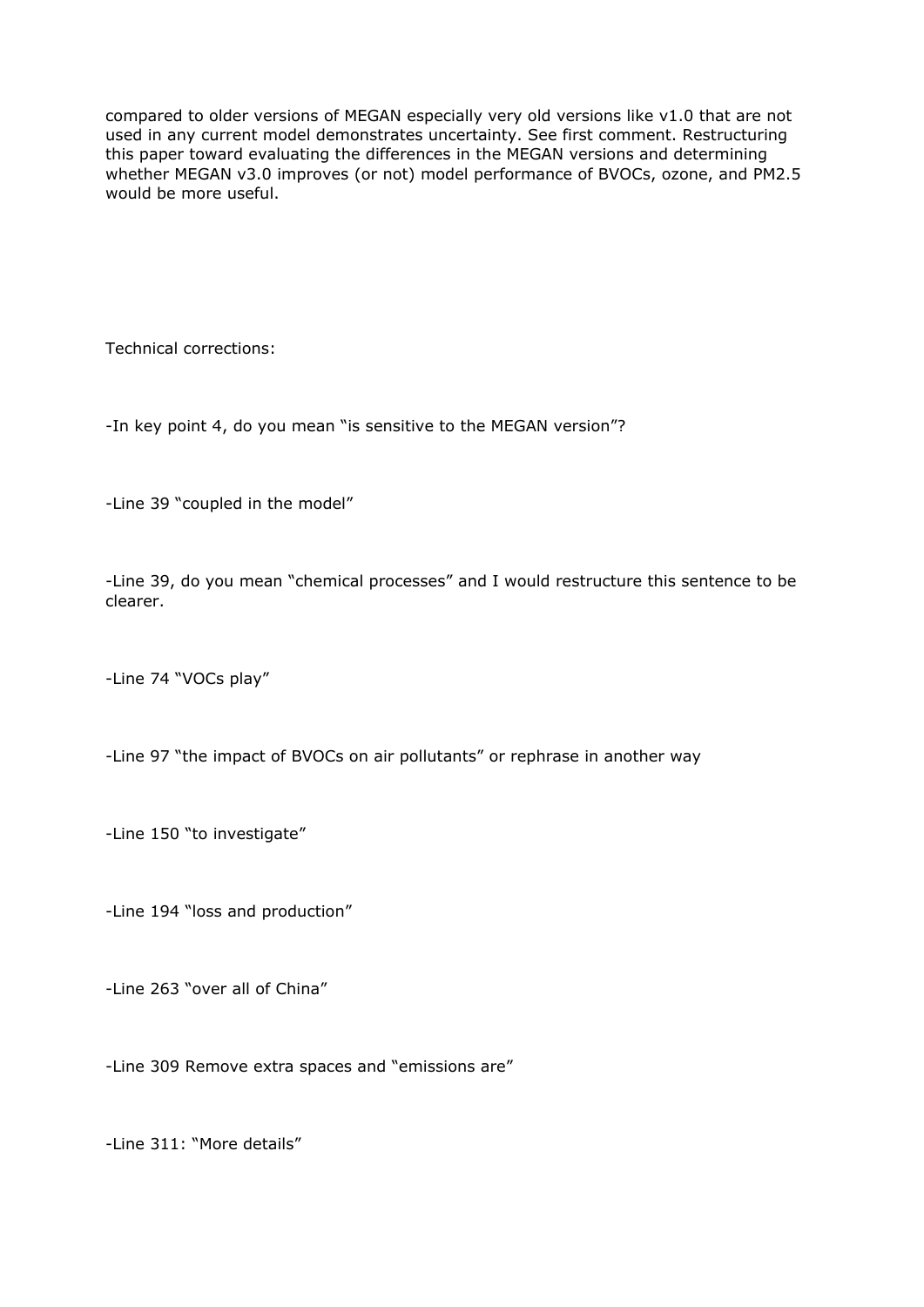compared to older versions of MEGAN especially very old versions like v1.0 that are not used in any current model demonstrates uncertainty. See first comment. Restructuring this paper toward evaluating the differences in the MEGAN versions and determining whether MEGAN v3.0 improves (or not) model performance of BVOCs, ozone, and PM2.5 would be more useful.

Technical corrections:

-In key point 4, do you mean "is sensitive to the MEGAN version"?

-Line 39 "coupled in the model"

-Line 39, do you mean "chemical processes" and I would restructure this sentence to be clearer.

-Line 74 "VOCs play"

-Line 97 "the impact of BVOCs on air pollutants" or rephrase in another way

-Line 150 "to investigate"

-Line 194 "loss and production"

-Line 263 "over all of China"

-Line 309 Remove extra spaces and "emissions are"

-Line 311: "More details"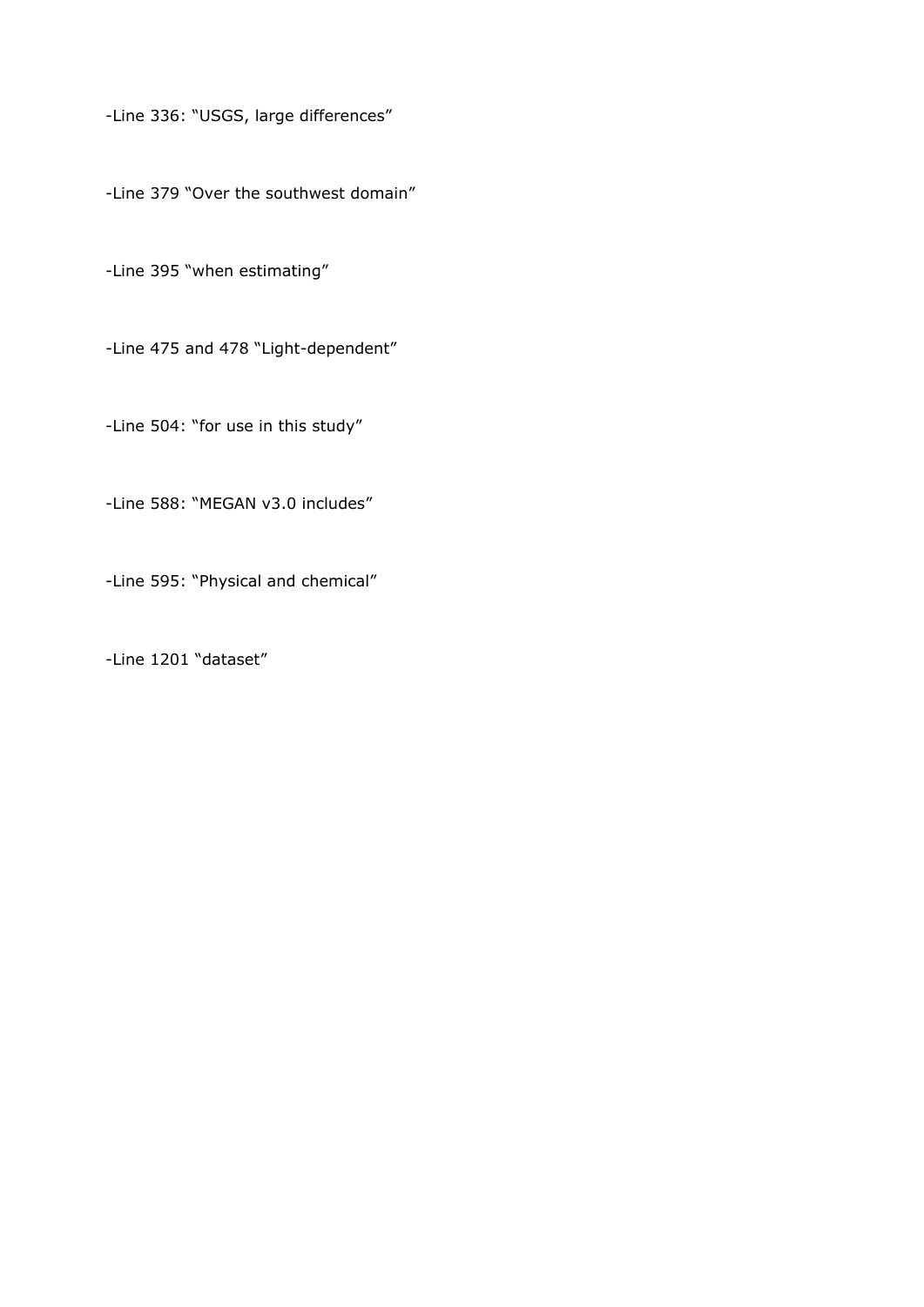-Line 336: "USGS, large differences"

-Line 379 "Over the southwest domain"

-Line 395 "when estimating"

-Line 475 and 478 "Light-dependent"

-Line 504: "for use in this study"

-Line 588: "MEGAN v3.0 includes"

-Line 595: "Physical and chemical"

-Line 1201 "dataset"